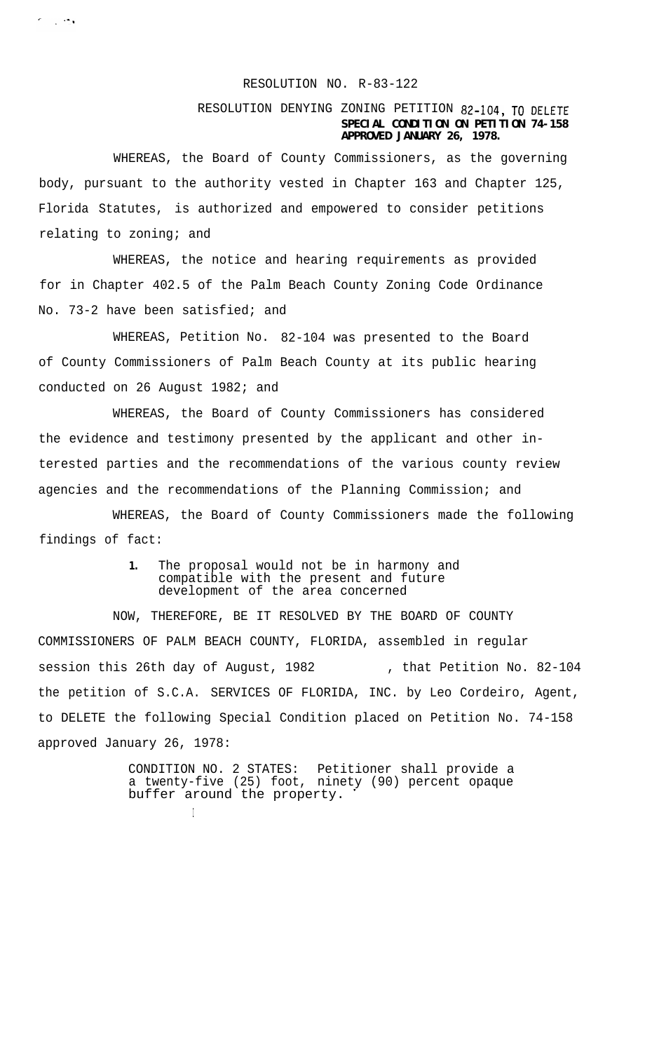RESOLUTION NO. R-83-122

RESOLUTION DENYING ZONING PETITION 82-104, TO DELETE **SPECIAL CONDITION ON PETITION 74-158 APPROVED JANUARY 26, 1978.**

WHEREAS, the Board of County Commissioners, as the governing body, pursuant to the authority vested in Chapter 163 and Chapter 125, Florida Statutes, is authorized and empowered to consider petitions relating to zoning; and

WHEREAS, the notice and hearing requirements as provided for in Chapter 402.5 of the Palm Beach County Zoning Code Ordinance No. 73-2 have been satisfied; and

WHEREAS, Petition No. 82-104 was presented to the Board of County Commissioners of Palm Beach County at its public hearing conducted on 26 August 1982; and

WHEREAS, the Board of County Commissioners has considered the evidence and testimony presented by the applicant and other interested parties and the recommendations of the various county review agencies and the recommendations of the Planning Commission; and

WHEREAS, the Board of County Commissioners made the following findings of fact:

1. The proposal would not be in harmony and compatible with the present and future development of the area concerned

NOW, THEREFORE, BE IT RESOLVED BY THE BOARD OF COUNTY COMMISSIONERS OF PALM BEACH COUNTY, FLORIDA, assembled in regular session this 26th day of August, 1982, that Petition No. 82-104 the petition of S.C.A. SERVICES OF FLORIDA, INC. by Leo Cordeiro, Agent, to DELETE the following Special Condition placed on Petition No. 74-158 approved January 26, 1978:

CONDITION NO. 2 STATES: Petitioner shall provide a a twenty-five (25) foot, ninety (90) percent opaque buffer around the property.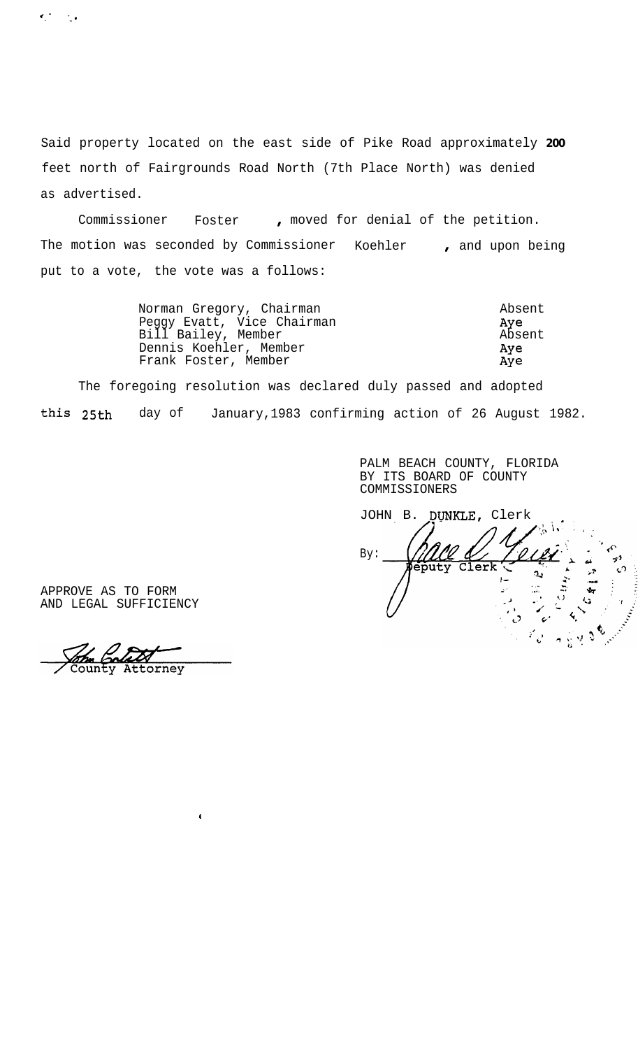Said property located on the east side of Pike Road approximately **200** feet north of Fairgrounds Road North (7th Place North) was denied as advertised.

Commissioner Foster, moved for denial of the petition. The motion was seconded by Commissioner Koehler, and upon being put to a vote, the vote was a follows:

| | |
|---|---|
| Norman Gregory, Chairman | Absent |
| Peggy Evatt, Vice Chairman | Aye |
| Bill Bailey, Member | Absent |
| Dennis Koehler, Member | Aye |
| Frank Foster, Member | Aye |

The foregoing resolution was declared duly passed and adopted this 25th day of January,1983 confirming action of 26 August 1982.

PALM BEACH COUNTY, FLORIDA
BY ITS BOARD OF COUNTY
COMMISSIONERS

JOHN B. DUNKLE, Clerk

By: ____________________
Deputy Clerk

APPROVE AS TO FORM
AND LEGAL SUFFICIENCY

____________________
County Attorney